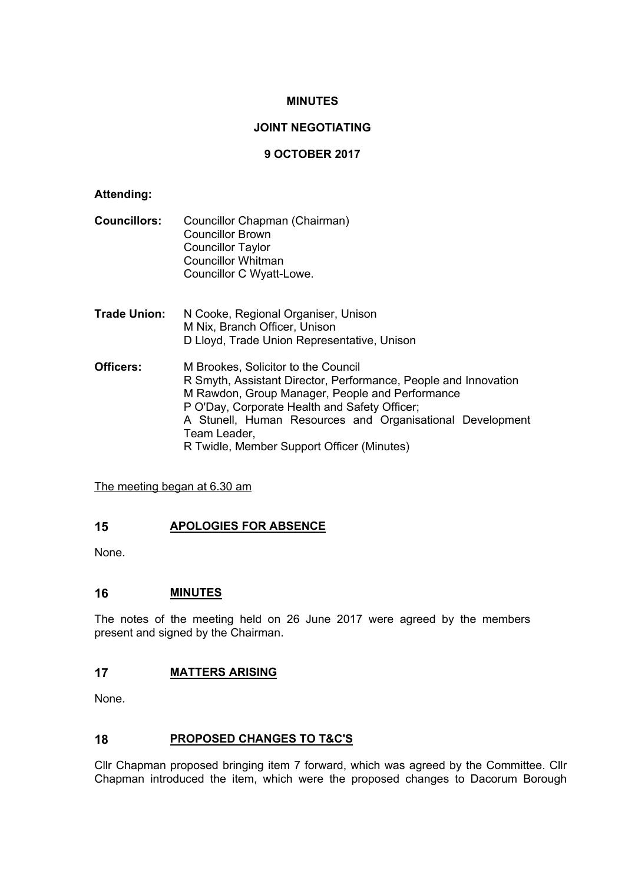**MINUTES**

**JOINT NEGOTIATING**

**9 OCTOBER 2017**

**Attending:**

**Councillors:** Councillor Chapman (Chairman)
Councillor Brown
Councillor Taylor
Councillor Whitman
Councillor C Wyatt-Lowe.

**Trade Union:** N Cooke, Regional Organiser, Unison
M Nix, Branch Officer, Unison
D Lloyd, Trade Union Representative, Unison

**Officers:** M Brookes, Solicitor to the Council
R Smyth, Assistant Director, Performance, People and Innovation
M Rawdon, Group Manager, People and Performance
P O'Day, Corporate Health and Safety Officer;
A Stunell, Human Resources and Organisational Development Team Leader,
R Twidle, Member Support Officer (Minutes)

The meeting began at 6.30 am

## 15 APOLOGIES FOR ABSENCE

None.

## 16 MINUTES

The notes of the meeting held on 26 June 2017 were agreed by the members present and signed by the Chairman.

## 17 MATTERS ARISING

None.

## 18 PROPOSED CHANGES TO T&C'S

Cllr Chapman proposed bringing item 7 forward, which was agreed by the Committee. Cllr Chapman introduced the item, which were the proposed changes to Dacorum Borough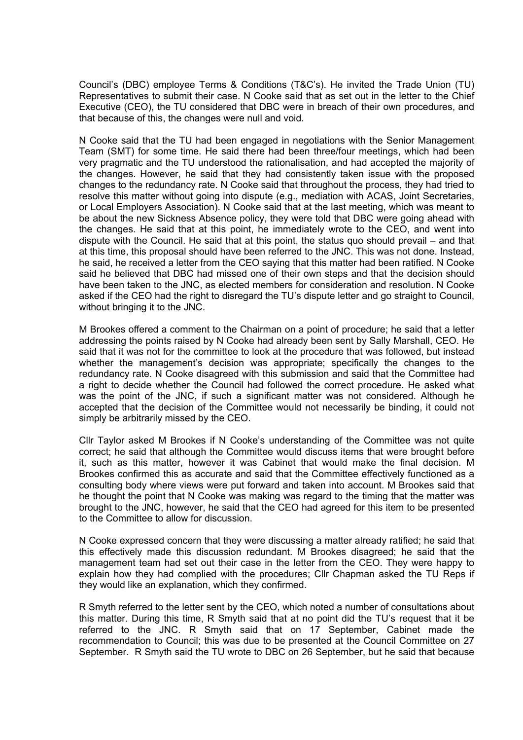Council's (DBC) employee Terms & Conditions (T&C's). He invited the Trade Union (TU) Representatives to submit their case. N Cooke said that as set out in the letter to the Chief Executive (CEO), the TU considered that DBC were in breach of their own procedures, and that because of this, the changes were null and void.

N Cooke said that the TU had been engaged in negotiations with the Senior Management Team (SMT) for some time. He said there had been three/four meetings, which had been very pragmatic and the TU understood the rationalisation, and had accepted the majority of the changes. However, he said that they had consistently taken issue with the proposed changes to the redundancy rate. N Cooke said that throughout the process, they had tried to resolve this matter without going into dispute (e.g., mediation with ACAS, Joint Secretaries, or Local Employers Association). N Cooke said that at the last meeting, which was meant to be about the new Sickness Absence policy, they were told that DBC were going ahead with the changes. He said that at this point, he immediately wrote to the CEO, and went into dispute with the Council. He said that at this point, the status quo should prevail – and that at this time, this proposal should have been referred to the JNC. This was not done. Instead, he said, he received a letter from the CEO saying that this matter had been ratified. N Cooke said he believed that DBC had missed one of their own steps and that the decision should have been taken to the JNC, as elected members for consideration and resolution. N Cooke asked if the CEO had the right to disregard the TU's dispute letter and go straight to Council, without bringing it to the JNC.

M Brookes offered a comment to the Chairman on a point of procedure; he said that a letter addressing the points raised by N Cooke had already been sent by Sally Marshall, CEO. He said that it was not for the committee to look at the procedure that was followed, but instead whether the management's decision was appropriate; specifically the changes to the redundancy rate. N Cooke disagreed with this submission and said that the Committee had a right to decide whether the Council had followed the correct procedure. He asked what was the point of the JNC, if such a significant matter was not considered. Although he accepted that the decision of the Committee would not necessarily be binding, it could not simply be arbitrarily missed by the CEO.

Cllr Taylor asked M Brookes if N Cooke's understanding of the Committee was not quite correct; he said that although the Committee would discuss items that were brought before it, such as this matter, however it was Cabinet that would make the final decision. M Brookes confirmed this as accurate and said that the Committee effectively functioned as a consulting body where views were put forward and taken into account. M Brookes said that he thought the point that N Cooke was making was regard to the timing that the matter was brought to the JNC, however, he said that the CEO had agreed for this item to be presented to the Committee to allow for discussion.

N Cooke expressed concern that they were discussing a matter already ratified; he said that this effectively made this discussion redundant. M Brookes disagreed; he said that the management team had set out their case in the letter from the CEO. They were happy to explain how they had complied with the procedures; Cllr Chapman asked the TU Reps if they would like an explanation, which they confirmed.

R Smyth referred to the letter sent by the CEO, which noted a number of consultations about this matter. During this time, R Smyth said that at no point did the TU's request that it be referred to the JNC. R Smyth said that on 17 September, Cabinet made the recommendation to Council; this was due to be presented at the Council Committee on 27 September. R Smyth said the TU wrote to DBC on 26 September, but he said that because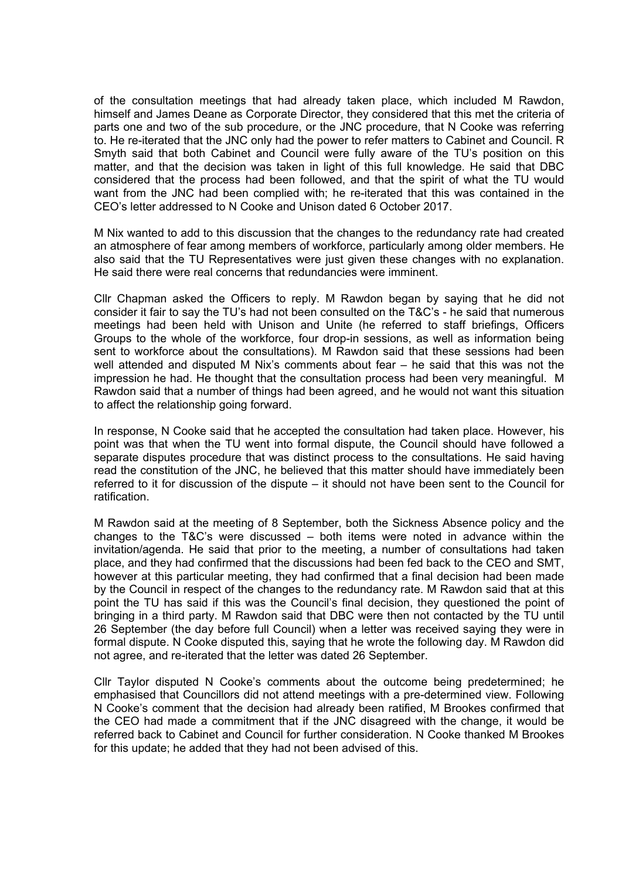of the consultation meetings that had already taken place, which included M Rawdon, himself and James Deane as Corporate Director, they considered that this met the criteria of parts one and two of the sub procedure, or the JNC procedure, that N Cooke was referring to. He re-iterated that the JNC only had the power to refer matters to Cabinet and Council. R Smyth said that both Cabinet and Council were fully aware of the TU's position on this matter, and that the decision was taken in light of this full knowledge. He said that DBC considered that the process had been followed, and that the spirit of what the TU would want from the JNC had been complied with; he re-iterated that this was contained in the CEO's letter addressed to N Cooke and Unison dated 6 October 2017.

M Nix wanted to add to this discussion that the changes to the redundancy rate had created an atmosphere of fear among members of workforce, particularly among older members. He also said that the TU Representatives were just given these changes with no explanation. He said there were real concerns that redundancies were imminent.

Cllr Chapman asked the Officers to reply. M Rawdon began by saying that he did not consider it fair to say the TU's had not been consulted on the T&C's - he said that numerous meetings had been held with Unison and Unite (he referred to staff briefings, Officers Groups to the whole of the workforce, four drop-in sessions, as well as information being sent to workforce about the consultations). M Rawdon said that these sessions had been well attended and disputed M Nix's comments about fear – he said that this was not the impression he had. He thought that the consultation process had been very meaningful. M Rawdon said that a number of things had been agreed, and he would not want this situation to affect the relationship going forward.

In response, N Cooke said that he accepted the consultation had taken place. However, his point was that when the TU went into formal dispute, the Council should have followed a separate disputes procedure that was distinct process to the consultations. He said having read the constitution of the JNC, he believed that this matter should have immediately been referred to it for discussion of the dispute – it should not have been sent to the Council for ratification.

M Rawdon said at the meeting of 8 September, both the Sickness Absence policy and the changes to the T&C's were discussed – both items were noted in advance within the invitation/agenda. He said that prior to the meeting, a number of consultations had taken place, and they had confirmed that the discussions had been fed back to the CEO and SMT, however at this particular meeting, they had confirmed that a final decision had been made by the Council in respect of the changes to the redundancy rate. M Rawdon said that at this point the TU has said if this was the Council's final decision, they questioned the point of bringing in a third party. M Rawdon said that DBC were then not contacted by the TU until 26 September (the day before full Council) when a letter was received saying they were in formal dispute. N Cooke disputed this, saying that he wrote the following day. M Rawdon did not agree, and re-iterated that the letter was dated 26 September.

Cllr Taylor disputed N Cooke's comments about the outcome being predetermined; he emphasised that Councillors did not attend meetings with a pre-determined view. Following N Cooke's comment that the decision had already been ratified, M Brookes confirmed that the CEO had made a commitment that if the JNC disagreed with the change, it would be referred back to Cabinet and Council for further consideration. N Cooke thanked M Brookes for this update; he added that they had not been advised of this.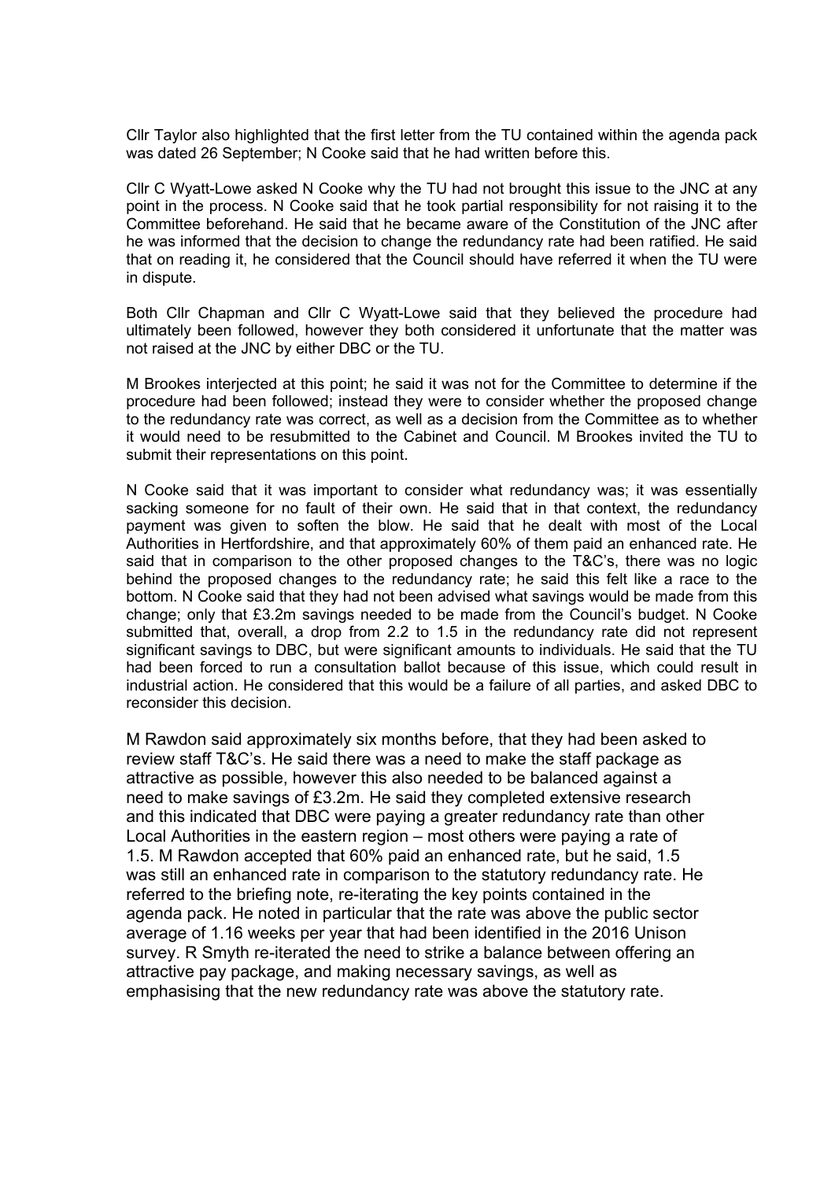Cllr Taylor also highlighted that the first letter from the TU contained within the agenda pack was dated 26 September; N Cooke said that he had written before this.

Cllr C Wyatt-Lowe asked N Cooke why the TU had not brought this issue to the JNC at any point in the process. N Cooke said that he took partial responsibility for not raising it to the Committee beforehand. He said that he became aware of the Constitution of the JNC after he was informed that the decision to change the redundancy rate had been ratified. He said that on reading it, he considered that the Council should have referred it when the TU were in dispute.

Both Cllr Chapman and Cllr C Wyatt-Lowe said that they believed the procedure had ultimately been followed, however they both considered it unfortunate that the matter was not raised at the JNC by either DBC or the TU.

M Brookes interjected at this point; he said it was not for the Committee to determine if the procedure had been followed; instead they were to consider whether the proposed change to the redundancy rate was correct, as well as a decision from the Committee as to whether it would need to be resubmitted to the Cabinet and Council. M Brookes invited the TU to submit their representations on this point.

N Cooke said that it was important to consider what redundancy was; it was essentially sacking someone for no fault of their own. He said that in that context, the redundancy payment was given to soften the blow. He said that he dealt with most of the Local Authorities in Hertfordshire, and that approximately 60% of them paid an enhanced rate. He said that in comparison to the other proposed changes to the T&C's, there was no logic behind the proposed changes to the redundancy rate; he said this felt like a race to the bottom. N Cooke said that they had not been advised what savings would be made from this change; only that £3.2m savings needed to be made from the Council's budget. N Cooke submitted that, overall, a drop from 2.2 to 1.5 in the redundancy rate did not represent significant savings to DBC, but were significant amounts to individuals. He said that the TU had been forced to run a consultation ballot because of this issue, which could result in industrial action. He considered that this would be a failure of all parties, and asked DBC to reconsider this decision.

M Rawdon said approximately six months before, that they had been asked to review staff T&C's. He said there was a need to make the staff package as attractive as possible, however this also needed to be balanced against a need to make savings of £3.2m. He said they completed extensive research and this indicated that DBC were paying a greater redundancy rate than other Local Authorities in the eastern region – most others were paying a rate of 1.5. M Rawdon accepted that 60% paid an enhanced rate, but he said, 1.5 was still an enhanced rate in comparison to the statutory redundancy rate. He referred to the briefing note, re-iterating the key points contained in the agenda pack. He noted in particular that the rate was above the public sector average of 1.16 weeks per year that had been identified in the 2016 Unison survey. R Smyth re-iterated the need to strike a balance between offering an attractive pay package, and making necessary savings, as well as emphasising that the new redundancy rate was above the statutory rate.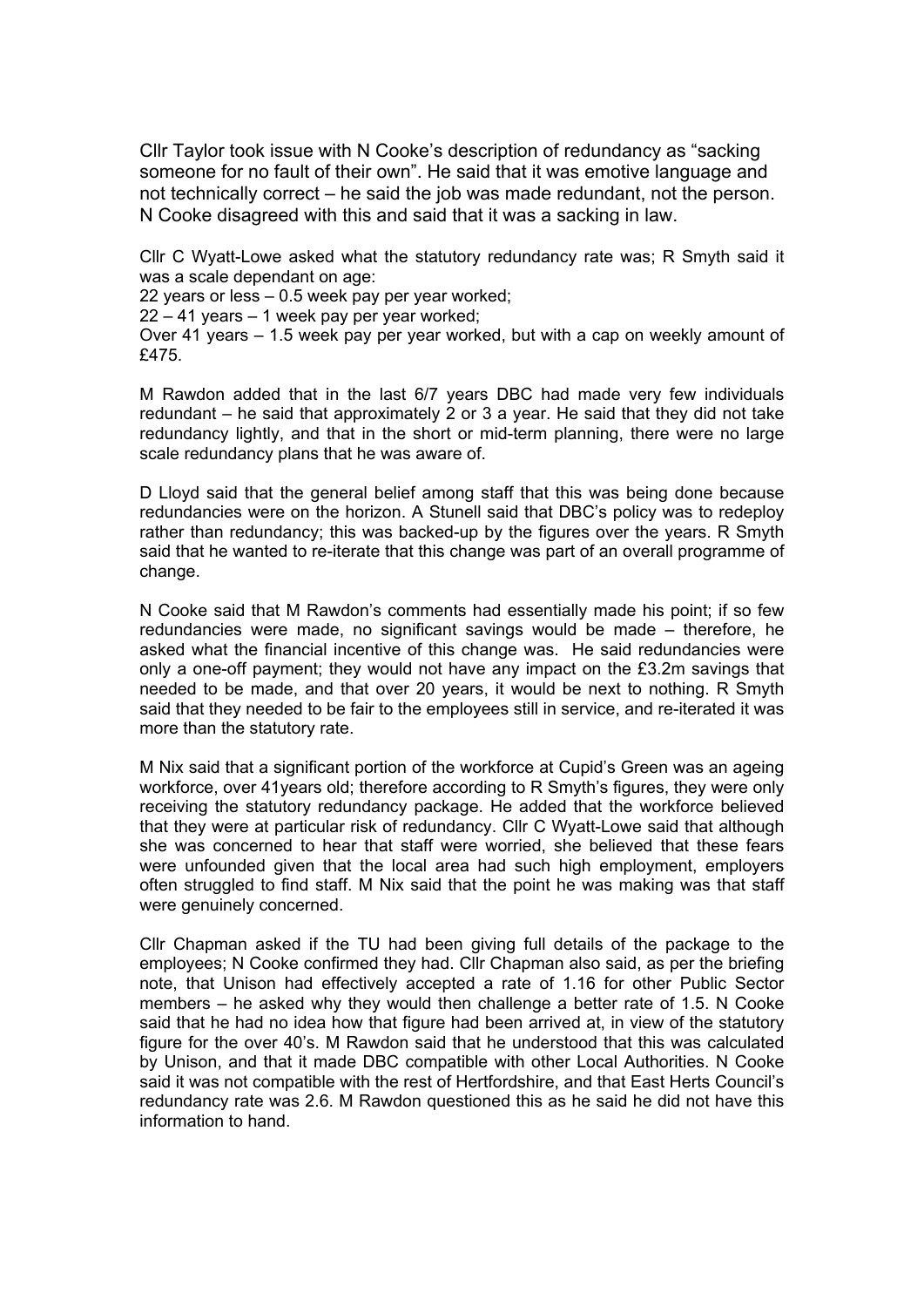Cllr Taylor took issue with N Cooke's description of redundancy as "sacking someone for no fault of their own". He said that it was emotive language and not technically correct – he said the job was made redundant, not the person. N Cooke disagreed with this and said that it was a sacking in law.

Cllr C Wyatt-Lowe asked what the statutory redundancy rate was; R Smyth said it was a scale dependant on age:

22 years or less – 0.5 week pay per year worked;

22 – 41 years – 1 week pay per year worked;

Over 41 years – 1.5 week pay per year worked, but with a cap on weekly amount of £475.

M Rawdon added that in the last 6/7 years DBC had made very few individuals redundant – he said that approximately 2 or 3 a year. He said that they did not take redundancy lightly, and that in the short or mid-term planning, there were no large scale redundancy plans that he was aware of.

D Lloyd said that the general belief among staff that this was being done because redundancies were on the horizon. A Stunell said that DBC's policy was to redeploy rather than redundancy; this was backed-up by the figures over the years. R Smyth said that he wanted to re-iterate that this change was part of an overall programme of change.

N Cooke said that M Rawdon's comments had essentially made his point; if so few redundancies were made, no significant savings would be made – therefore, he asked what the financial incentive of this change was. He said redundancies were only a one-off payment; they would not have any impact on the £3.2m savings that needed to be made, and that over 20 years, it would be next to nothing. R Smyth said that they needed to be fair to the employees still in service, and re-iterated it was more than the statutory rate.

M Nix said that a significant portion of the workforce at Cupid's Green was an ageing workforce, over 41years old; therefore according to R Smyth's figures, they were only receiving the statutory redundancy package. He added that the workforce believed that they were at particular risk of redundancy. Cllr C Wyatt-Lowe said that although she was concerned to hear that staff were worried, she believed that these fears were unfounded given that the local area had such high employment, employers often struggled to find staff. M Nix said that the point he was making was that staff were genuinely concerned.

Cllr Chapman asked if the TU had been giving full details of the package to the employees; N Cooke confirmed they had. Cllr Chapman also said, as per the briefing note, that Unison had effectively accepted a rate of 1.16 for other Public Sector members – he asked why they would then challenge a better rate of 1.5. N Cooke said that he had no idea how that figure had been arrived at, in view of the statutory figure for the over 40's. M Rawdon said that he understood that this was calculated by Unison, and that it made DBC compatible with other Local Authorities. N Cooke said it was not compatible with the rest of Hertfordshire, and that East Herts Council's redundancy rate was 2.6. M Rawdon questioned this as he said he did not have this information to hand.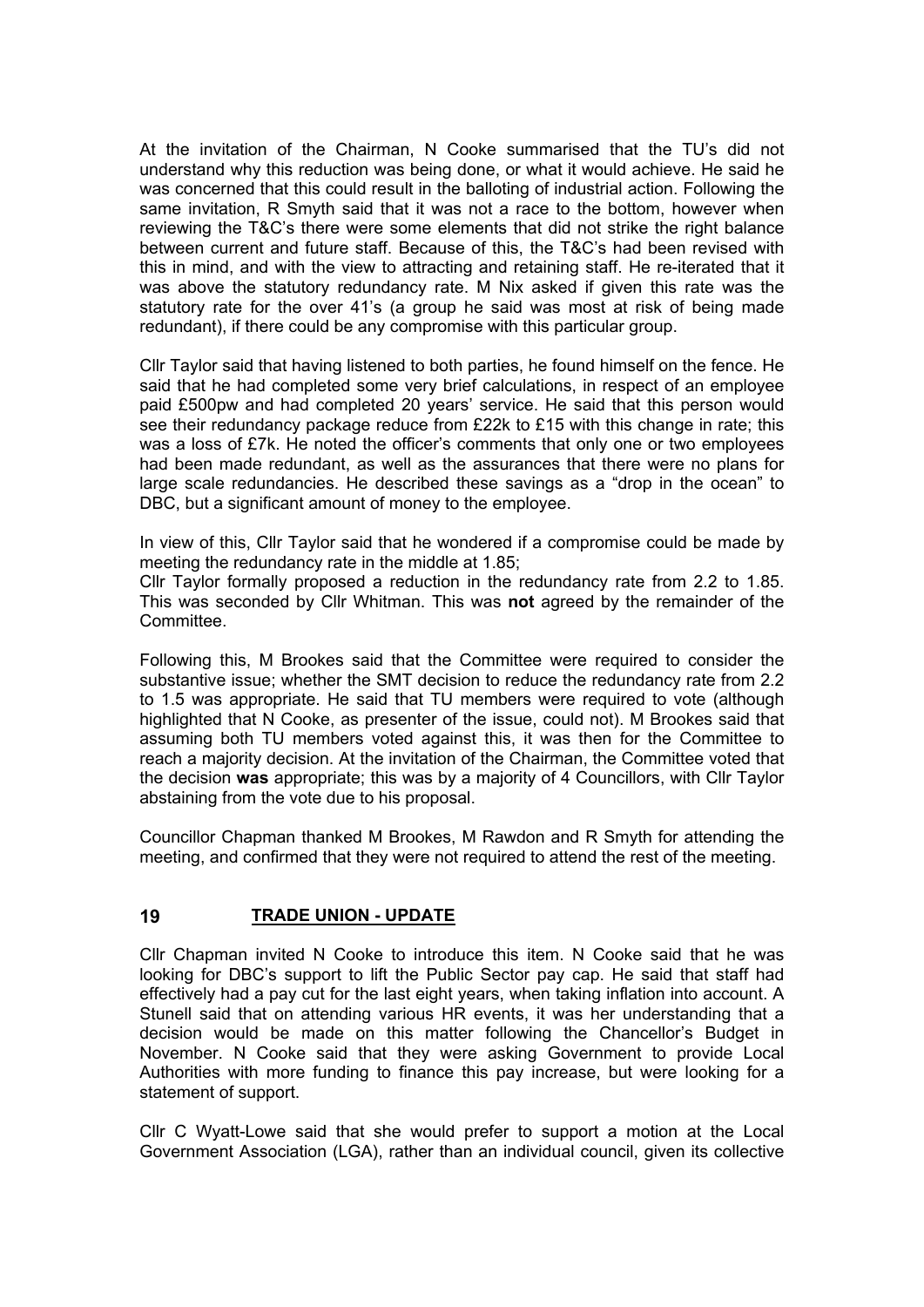At the invitation of the Chairman, N Cooke summarised that the TU's did not understand why this reduction was being done, or what it would achieve. He said he was concerned that this could result in the balloting of industrial action. Following the same invitation, R Smyth said that it was not a race to the bottom, however when reviewing the T&C's there were some elements that did not strike the right balance between current and future staff. Because of this, the T&C's had been revised with this in mind, and with the view to attracting and retaining staff. He re-iterated that it was above the statutory redundancy rate. M Nix asked if given this rate was the statutory rate for the over 41's (a group he said was most at risk of being made redundant), if there could be any compromise with this particular group.

Cllr Taylor said that having listened to both parties, he found himself on the fence. He said that he had completed some very brief calculations, in respect of an employee paid £500pw and had completed 20 years' service. He said that this person would see their redundancy package reduce from £22k to £15 with this change in rate; this was a loss of £7k. He noted the officer's comments that only one or two employees had been made redundant, as well as the assurances that there were no plans for large scale redundancies. He described these savings as a "drop in the ocean" to DBC, but a significant amount of money to the employee.

In view of this, Cllr Taylor said that he wondered if a compromise could be made by meeting the redundancy rate in the middle at 1.85;

Cllr Taylor formally proposed a reduction in the redundancy rate from 2.2 to 1.85. This was seconded by Cllr Whitman. This was **not** agreed by the remainder of the Committee.

Following this, M Brookes said that the Committee were required to consider the substantive issue; whether the SMT decision to reduce the redundancy rate from 2.2 to 1.5 was appropriate. He said that TU members were required to vote (although highlighted that N Cooke, as presenter of the issue, could not). M Brookes said that assuming both TU members voted against this, it was then for the Committee to reach a majority decision. At the invitation of the Chairman, the Committee voted that the decision **was** appropriate; this was by a majority of 4 Councillors, with Cllr Taylor abstaining from the vote due to his proposal.

Councillor Chapman thanked M Brookes, M Rawdon and R Smyth for attending the meeting, and confirmed that they were not required to attend the rest of the meeting.

## 19 TRADE UNION - UPDATE

Cllr Chapman invited N Cooke to introduce this item. N Cooke said that he was looking for DBC's support to lift the Public Sector pay cap. He said that staff had effectively had a pay cut for the last eight years, when taking inflation into account. A Stunell said that on attending various HR events, it was her understanding that a decision would be made on this matter following the Chancellor's Budget in November. N Cooke said that they were asking Government to provide Local Authorities with more funding to finance this pay increase, but were looking for a statement of support.

Cllr C Wyatt-Lowe said that she would prefer to support a motion at the Local Government Association (LGA), rather than an individual council, given its collective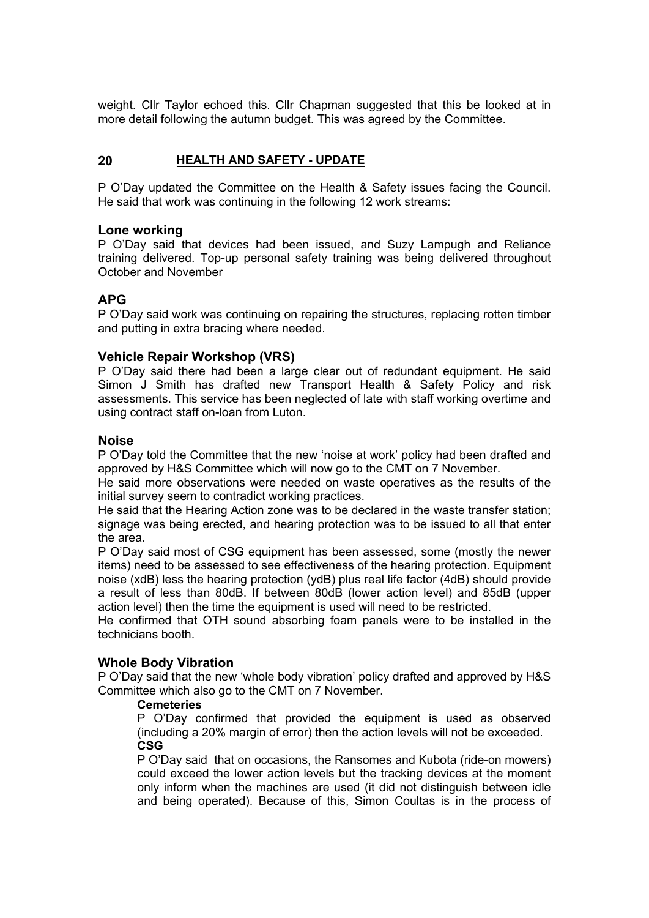weight. Cllr Taylor echoed this. Cllr Chapman suggested that this be looked at in more detail following the autumn budget. This was agreed by the Committee.

## 20 HEALTH AND SAFETY - UPDATE

P O'Day updated the Committee on the Health & Safety issues facing the Council. He said that work was continuing in the following 12 work streams:

### Lone working

P O'Day said that devices had been issued, and Suzy Lampugh and Reliance training delivered. Top-up personal safety training was being delivered throughout October and November

### APG

P O'Day said work was continuing on repairing the structures, replacing rotten timber and putting in extra bracing where needed.

### Vehicle Repair Workshop (VRS)

P O'Day said there had been a large clear out of redundant equipment. He said Simon J Smith has drafted new Transport Health & Safety Policy and risk assessments. This service has been neglected of late with staff working overtime and using contract staff on-loan from Luton.

### Noise

P O'Day told the Committee that the new 'noise at work' policy had been drafted and approved by H&S Committee which will now go to the CMT on 7 November.

He said more observations were needed on waste operatives as the results of the initial survey seem to contradict working practices.

He said that the Hearing Action zone was to be declared in the waste transfer station; signage was being erected, and hearing protection was to be issued to all that enter the area.

P O'Day said most of CSG equipment has been assessed, some (mostly the newer items) need to be assessed to see effectiveness of the hearing protection. Equipment noise (xdB) less the hearing protection (ydB) plus real life factor (4dB) should provide a result of less than 80dB. If between 80dB (lower action level) and 85dB (upper action level) then the time the equipment is used will need to be restricted.

He confirmed that OTH sound absorbing foam panels were to be installed in the technicians booth.

### Whole Body Vibration

P O'Day said that the new 'whole body vibration' policy drafted and approved by H&S Committee which also go to the CMT on 7 November.

**Cemeteries**

P O'Day confirmed that provided the equipment is used as observed (including a 20% margin of error) then the action levels will not be exceeded.

**CSG**

P O'Day said that on occasions, the Ransomes and Kubota (ride-on mowers) could exceed the lower action levels but the tracking devices at the moment only inform when the machines are used (it did not distinguish between idle and being operated). Because of this, Simon Coultas is in the process of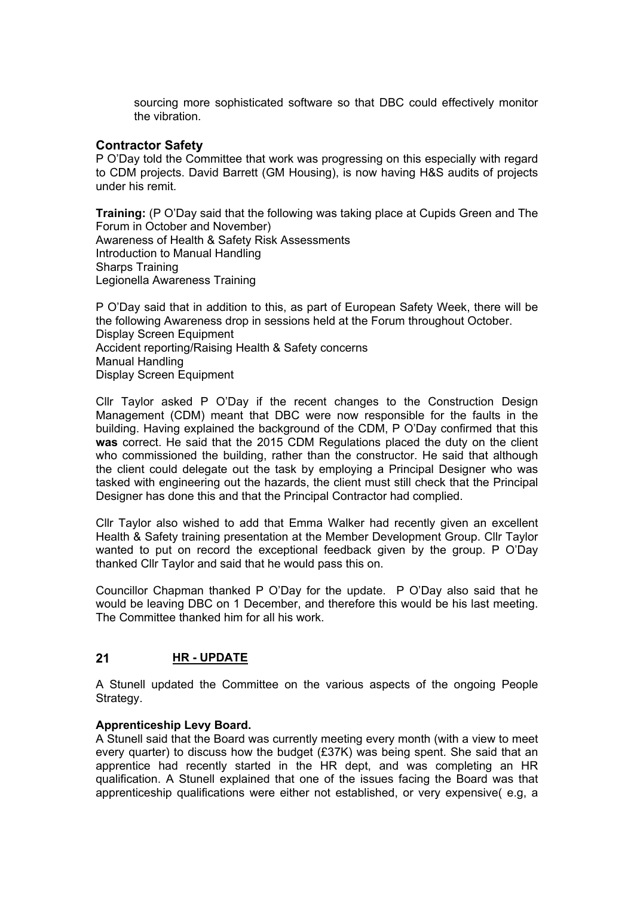sourcing more sophisticated software so that DBC could effectively monitor the vibration.

### Contractor Safety

P O'Day told the Committee that work was progressing on this especially with regard to CDM projects. David Barrett (GM Housing), is now having H&S audits of projects under his remit.

**Training:** (P O'Day said that the following was taking place at Cupids Green and The Forum in October and November)
Awareness of Health & Safety Risk Assessments
Introduction to Manual Handling
Sharps Training
Legionella Awareness Training

P O'Day said that in addition to this, as part of European Safety Week, there will be the following Awareness drop in sessions held at the Forum throughout October.
Display Screen Equipment
Accident reporting/Raising Health & Safety concerns
Manual Handling
Display Screen Equipment

Cllr Taylor asked P O'Day if the recent changes to the Construction Design Management (CDM) meant that DBC were now responsible for the faults in the building. Having explained the background of the CDM, P O'Day confirmed that this **was** correct. He said that the 2015 CDM Regulations placed the duty on the client who commissioned the building, rather than the constructor. He said that although the client could delegate out the task by employing a Principal Designer who was tasked with engineering out the hazards, the client must still check that the Principal Designer has done this and that the Principal Contractor had complied.

Cllr Taylor also wished to add that Emma Walker had recently given an excellent Health & Safety training presentation at the Member Development Group. Cllr Taylor wanted to put on record the exceptional feedback given by the group. P O'Day thanked Cllr Taylor and said that he would pass this on.

Councillor Chapman thanked P O'Day for the update. P O'Day also said that he would be leaving DBC on 1 December, and therefore this would be his last meeting. The Committee thanked him for all his work.

## 21 HR - UPDATE

A Stunell updated the Committee on the various aspects of the ongoing People Strategy.

**Apprenticeship Levy Board.**
A Stunell said that the Board was currently meeting every month (with a view to meet every quarter) to discuss how the budget (£37K) was being spent. She said that an apprentice had recently started in the HR dept, and was completing an HR qualification. A Stunell explained that one of the issues facing the Board was that apprenticeship qualifications were either not established, or very expensive( e.g, a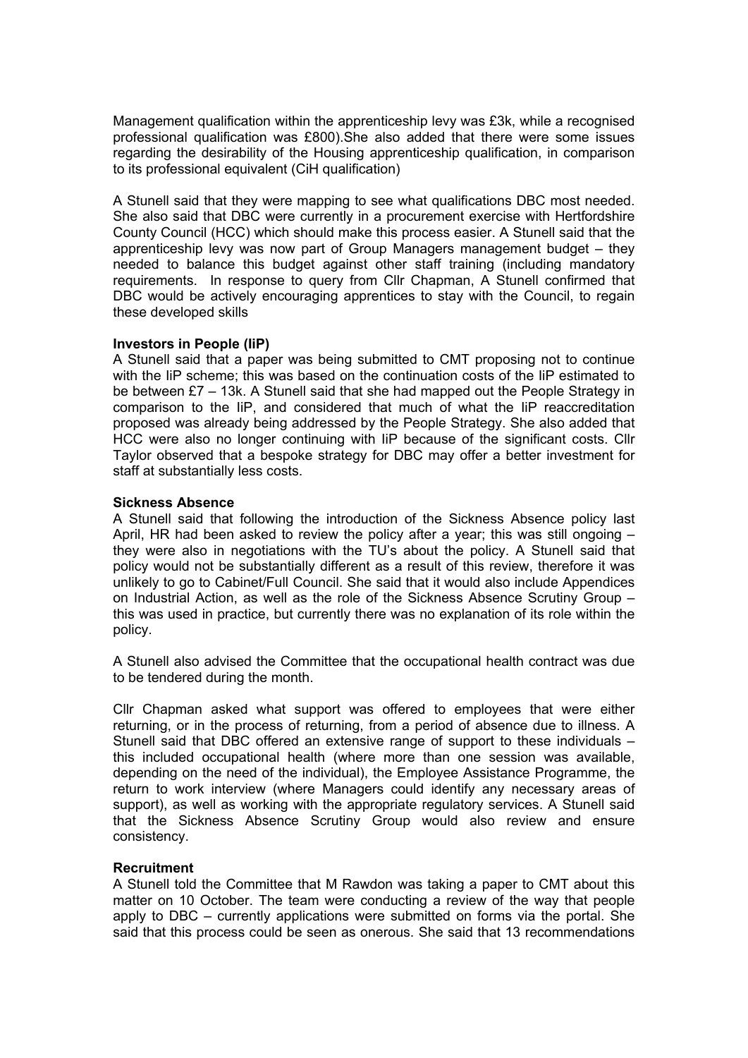Management qualification within the apprenticeship levy was £3k, while a recognised professional qualification was £800).She also added that there were some issues regarding the desirability of the Housing apprenticeship qualification, in comparison to its professional equivalent (CiH qualification)

A Stunell said that they were mapping to see what qualifications DBC most needed. She also said that DBC were currently in a procurement exercise with Hertfordshire County Council (HCC) which should make this process easier. A Stunell said that the apprenticeship levy was now part of Group Managers management budget – they needed to balance this budget against other staff training (including mandatory requirements. In response to query from Cllr Chapman, A Stunell confirmed that DBC would be actively encouraging apprentices to stay with the Council, to regain these developed skills

**Investors in People (IiP)**
A Stunell said that a paper was being submitted to CMT proposing not to continue with the IiP scheme; this was based on the continuation costs of the IiP estimated to be between £7 – 13k. A Stunell said that she had mapped out the People Strategy in comparison to the IiP, and considered that much of what the IiP reaccreditation proposed was already being addressed by the People Strategy. She also added that HCC were also no longer continuing with IiP because of the significant costs. Cllr Taylor observed that a bespoke strategy for DBC may offer a better investment for staff at substantially less costs.

**Sickness Absence**
A Stunell said that following the introduction of the Sickness Absence policy last April, HR had been asked to review the policy after a year; this was still ongoing – they were also in negotiations with the TU's about the policy. A Stunell said that policy would not be substantially different as a result of this review, therefore it was unlikely to go to Cabinet/Full Council. She said that it would also include Appendices on Industrial Action, as well as the role of the Sickness Absence Scrutiny Group – this was used in practice, but currently there was no explanation of its role within the policy.

A Stunell also advised the Committee that the occupational health contract was due to be tendered during the month.

Cllr Chapman asked what support was offered to employees that were either returning, or in the process of returning, from a period of absence due to illness. A Stunell said that DBC offered an extensive range of support to these individuals – this included occupational health (where more than one session was available, depending on the need of the individual), the Employee Assistance Programme, the return to work interview (where Managers could identify any necessary areas of support), as well as working with the appropriate regulatory services. A Stunell said that the Sickness Absence Scrutiny Group would also review and ensure consistency.

**Recruitment**
A Stunell told the Committee that M Rawdon was taking a paper to CMT about this matter on 10 October. The team were conducting a review of the way that people apply to DBC – currently applications were submitted on forms via the portal. She said that this process could be seen as onerous. She said that 13 recommendations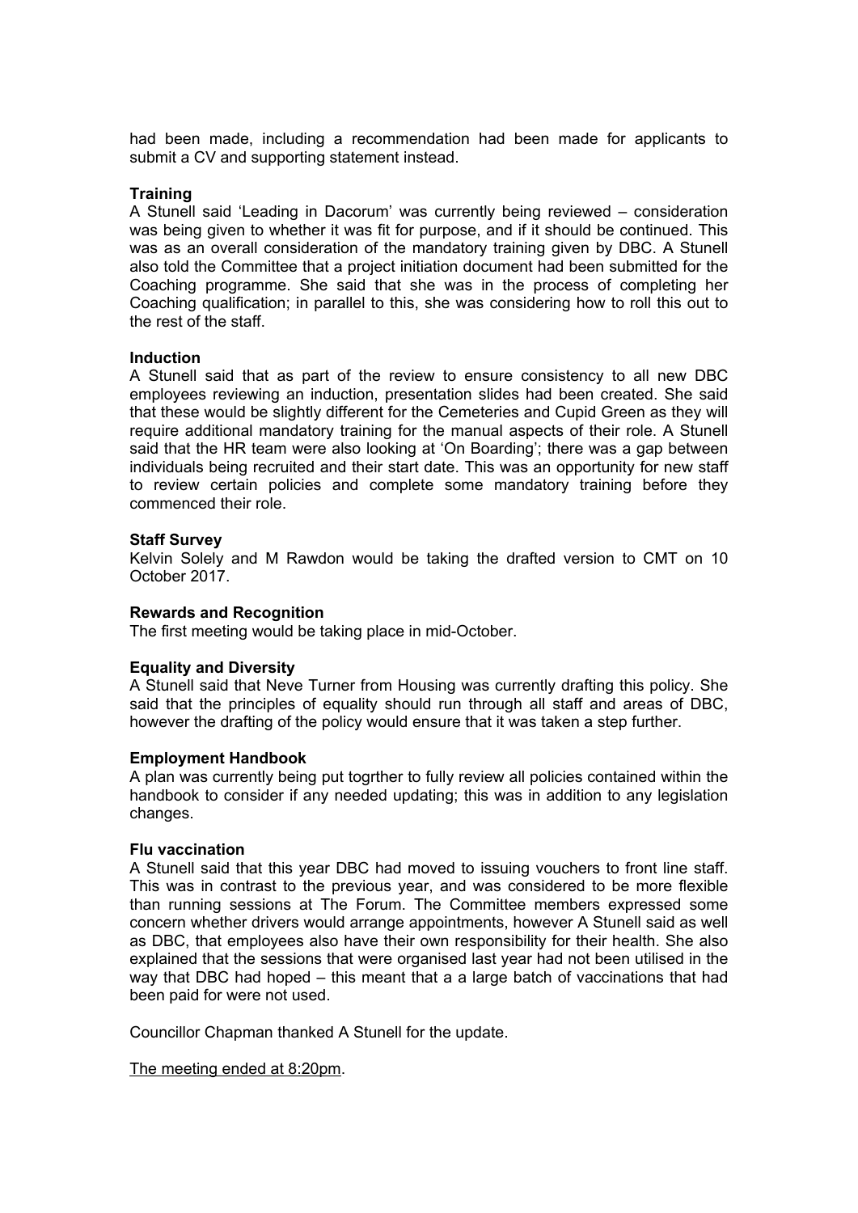had been made, including a recommendation had been made for applicants to submit a CV and supporting statement instead.

**Training**

A Stunell said 'Leading in Dacorum' was currently being reviewed – consideration was being given to whether it was fit for purpose, and if it should be continued. This was as an overall consideration of the mandatory training given by DBC. A Stunell also told the Committee that a project initiation document had been submitted for the Coaching programme. She said that she was in the process of completing her Coaching qualification; in parallel to this, she was considering how to roll this out to the rest of the staff.

**Induction**

A Stunell said that as part of the review to ensure consistency to all new DBC employees reviewing an induction, presentation slides had been created. She said that these would be slightly different for the Cemeteries and Cupid Green as they will require additional mandatory training for the manual aspects of their role. A Stunell said that the HR team were also looking at 'On Boarding'; there was a gap between individuals being recruited and their start date. This was an opportunity for new staff to review certain policies and complete some mandatory training before they commenced their role.

**Staff Survey**

Kelvin Solely and M Rawdon would be taking the drafted version to CMT on 10 October 2017.

**Rewards and Recognition**

The first meeting would be taking place in mid-October.

**Equality and Diversity**

A Stunell said that Neve Turner from Housing was currently drafting this policy. She said that the principles of equality should run through all staff and areas of DBC, however the drafting of the policy would ensure that it was taken a step further.

**Employment Handbook**

A plan was currently being put togrther to fully review all policies contained within the handbook to consider if any needed updating; this was in addition to any legislation changes.

**Flu vaccination**

A Stunell said that this year DBC had moved to issuing vouchers to front line staff. This was in contrast to the previous year, and was considered to be more flexible than running sessions at The Forum. The Committee members expressed some concern whether drivers would arrange appointments, however A Stunell said as well as DBC, that employees also have their own responsibility for their health. She also explained that the sessions that were organised last year had not been utilised in the way that DBC had hoped – this meant that a a large batch of vaccinations that had been paid for were not used.

Councillor Chapman thanked A Stunell for the update.

The meeting ended at 8:20pm.